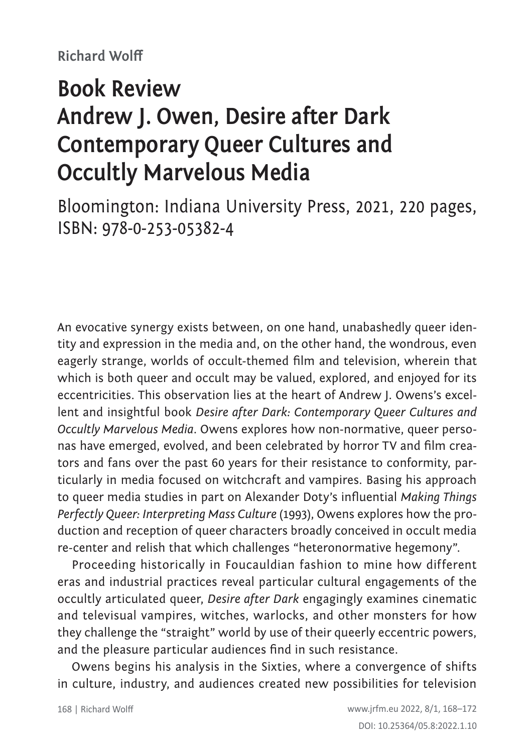Richard Wolff

# Book Review
# Andrew J. Owen, Desire after Dark Contemporary Queer Cultures and Occultly Marvelous Media

Bloomington: Indiana University Press, 2021, 220 pages, ISBN: 978-0-253-05382-4

An evocative synergy exists between, on one hand, unabashedly queer identity and expression in the media and, on the other hand, the wondrous, even eagerly strange, worlds of occult-themed film and television, wherein that which is both queer and occult may be valued, explored, and enjoyed for its eccentricities. This observation lies at the heart of Andrew J. Owens's excellent and insightful book *Desire after Dark: Contemporary Queer Cultures and Occultly Marvelous Media*. Owens explores how non-normative, queer personas have emerged, evolved, and been celebrated by horror TV and film creators and fans over the past 60 years for their resistance to conformity, particularly in media focused on witchcraft and vampires. Basing his approach to queer media studies in part on Alexander Doty's influential *Making Things Perfectly Queer: Interpreting Mass Culture* (1993), Owens explores how the production and reception of queer characters broadly conceived in occult media re-center and relish that which challenges "heteronormative hegemony".

Proceeding historically in Foucauldian fashion to mine how different eras and industrial practices reveal particular cultural engagements of the occultly articulated queer, *Desire after Dark* engagingly examines cinematic and televisual vampires, witches, warlocks, and other monsters for how they challenge the "straight" world by use of their queerly eccentric powers, and the pleasure particular audiences find in such resistance.

Owens begins his analysis in the Sixties, where a convergence of shifts in culture, industry, and audiences created new possibilities for television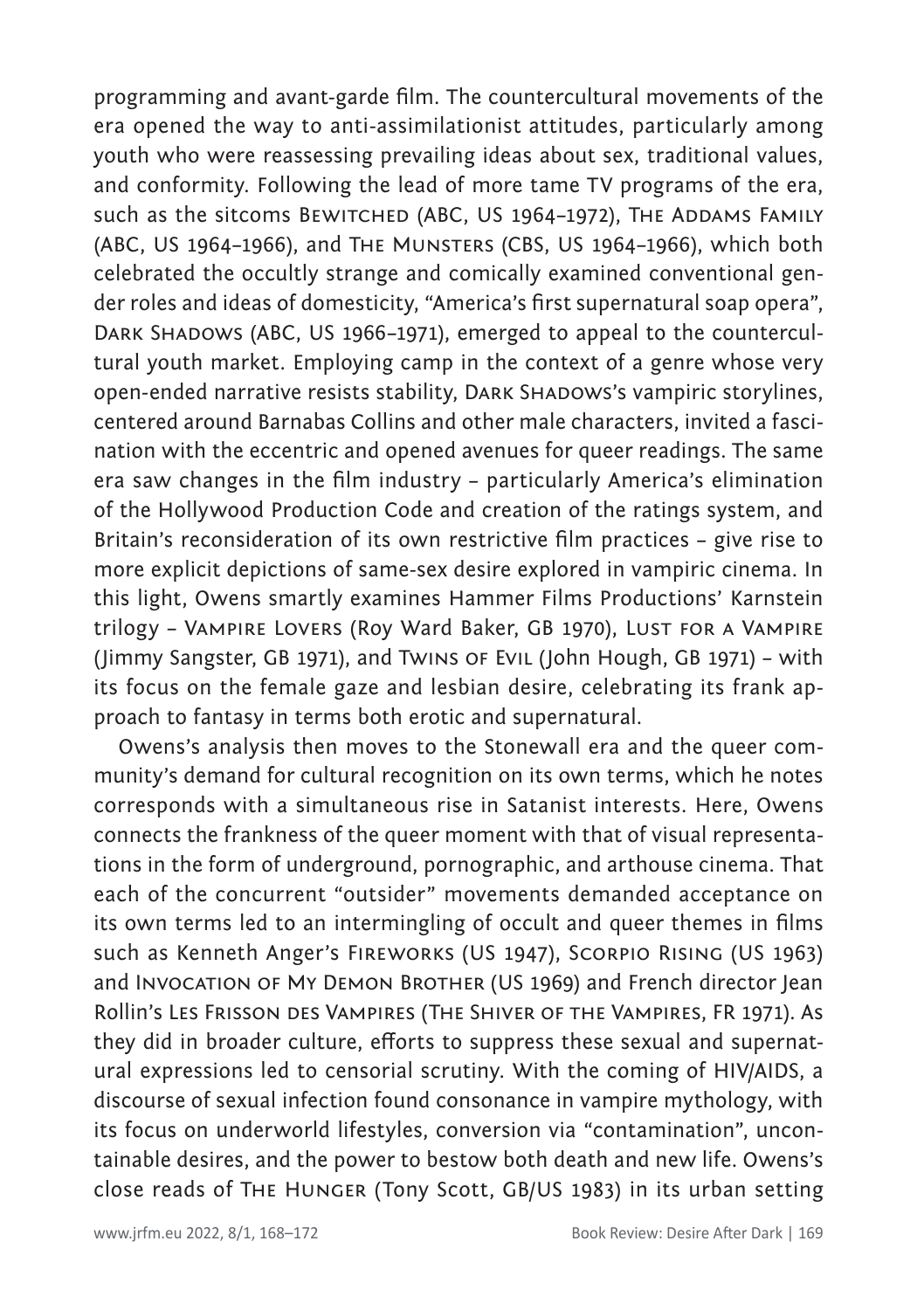programming and avant-garde film. The countercultural movements of the era opened the way to anti-assimilationist attitudes, particularly among youth who were reassessing prevailing ideas about sex, traditional values, and conformity. Following the lead of more tame TV programs of the era, such as the sitcoms Bewitched (ABC, US 1964–1972), The Addams Family (ABC, US 1964–1966), and The Munsters (CBS, US 1964–1966), which both celebrated the occultly strange and comically examined conventional gender roles and ideas of domesticity, "America's first supernatural soap opera", Dark Shadows (ABC, US 1966–1971), emerged to appeal to the countercultural youth market. Employing camp in the context of a genre whose very open-ended narrative resists stability, Dark Shadows's vampiric storylines, centered around Barnabas Collins and other male characters, invited a fascination with the eccentric and opened avenues for queer readings. The same era saw changes in the film industry – particularly America's elimination of the Hollywood Production Code and creation of the ratings system, and Britain's reconsideration of its own restrictive film practices – give rise to more explicit depictions of same-sex desire explored in vampiric cinema. In this light, Owens smartly examines Hammer Films Productions' Karnstein trilogy – Vampire Lovers (Roy Ward Baker, GB 1970), Lust for a Vampire (Jimmy Sangster, GB 1971), and Twins of Evil (John Hough, GB 1971) – with its focus on the female gaze and lesbian desire, celebrating its frank approach to fantasy in terms both erotic and supernatural.

Owens's analysis then moves to the Stonewall era and the queer community's demand for cultural recognition on its own terms, which he notes corresponds with a simultaneous rise in Satanist interests. Here, Owens connects the frankness of the queer moment with that of visual representations in the form of underground, pornographic, and arthouse cinema. That each of the concurrent "outsider" movements demanded acceptance on its own terms led to an intermingling of occult and queer themes in films such as Kenneth Anger's Fireworks (US 1947), Scorpio Rising (US 1963) and Invocation of My Demon Brother (US 1969) and French director Jean Rollin's Les Frisson des Vampires (The Shiver of the Vampires, FR 1971). As they did in broader culture, efforts to suppress these sexual and supernatural expressions led to censorial scrutiny. With the coming of HIV/AIDS, a discourse of sexual infection found consonance in vampire mythology, with its focus on underworld lifestyles, conversion via "contamination", uncontainable desires, and the power to bestow both death and new life. Owens's close reads of The Hunger (Tony Scott, GB/US 1983) in its urban setting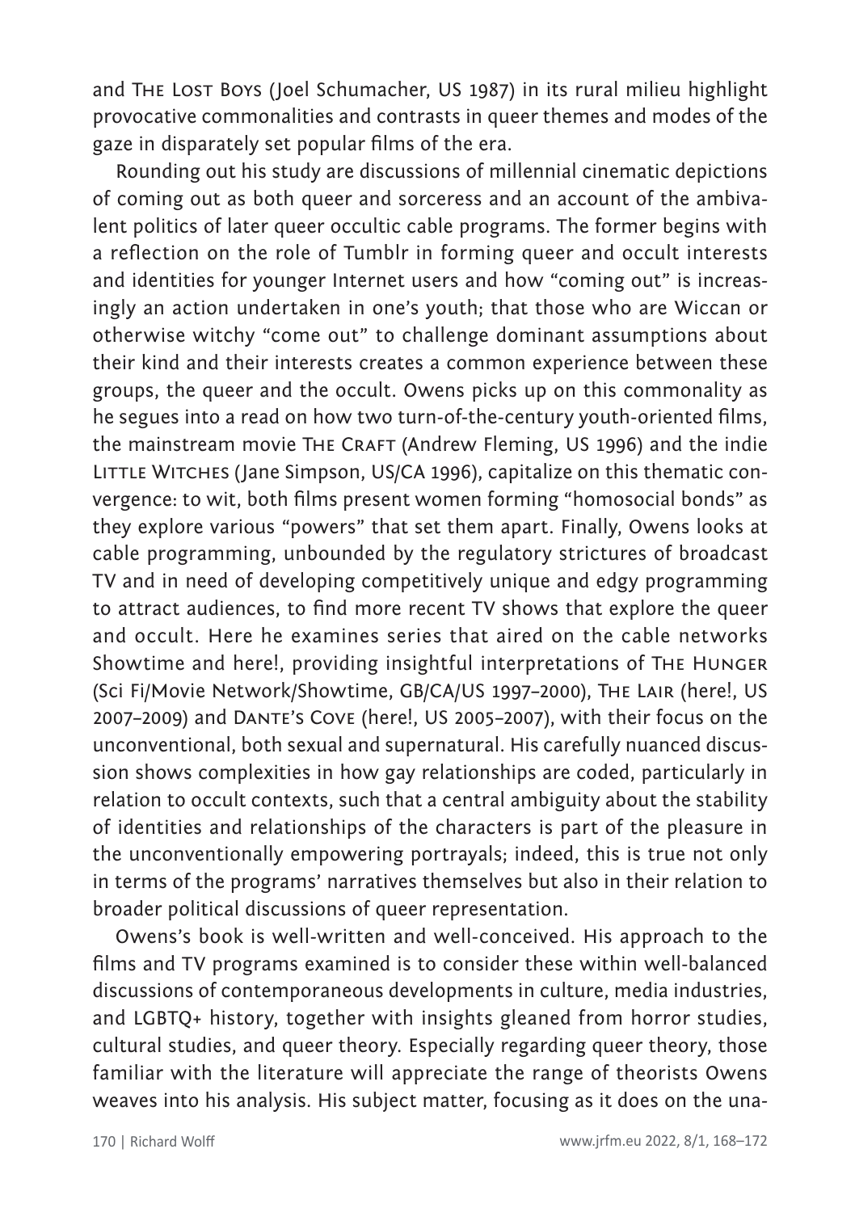and The Lost Boys (Joel Schumacher, US 1987) in its rural milieu highlight provocative commonalities and contrasts in queer themes and modes of the gaze in disparately set popular films of the era.

Rounding out his study are discussions of millennial cinematic depictions of coming out as both queer and sorceress and an account of the ambivalent politics of later queer occultic cable programs. The former begins with a reflection on the role of Tumblr in forming queer and occult interests and identities for younger Internet users and how "coming out" is increasingly an action undertaken in one's youth; that those who are Wiccan or otherwise witchy "come out" to challenge dominant assumptions about their kind and their interests creates a common experience between these groups, the queer and the occult. Owens picks up on this commonality as he segues into a read on how two turn-of-the-century youth-oriented films, the mainstream movie The Craft (Andrew Fleming, US 1996) and the indie Little Witches (Jane Simpson, US/CA 1996), capitalize on this thematic convergence: to wit, both films present women forming "homosocial bonds" as they explore various "powers" that set them apart. Finally, Owens looks at cable programming, unbounded by the regulatory strictures of broadcast TV and in need of developing competitively unique and edgy programming to attract audiences, to find more recent TV shows that explore the queer and occult. Here he examines series that aired on the cable networks Showtime and here!, providing insightful interpretations of The Hunger (Sci Fi/Movie Network/Showtime, GB/CA/US 1997–2000), The Lair (here!, US 2007–2009) and Dante's Cove (here!, US 2005–2007), with their focus on the unconventional, both sexual and supernatural. His carefully nuanced discussion shows complexities in how gay relationships are coded, particularly in relation to occult contexts, such that a central ambiguity about the stability of identities and relationships of the characters is part of the pleasure in the unconventionally empowering portrayals; indeed, this is true not only in terms of the programs' narratives themselves but also in their relation to broader political discussions of queer representation.

Owens's book is well-written and well-conceived. His approach to the films and TV programs examined is to consider these within well-balanced discussions of contemporaneous developments in culture, media industries, and LGBTQ+ history, together with insights gleaned from horror studies, cultural studies, and queer theory. Especially regarding queer theory, those familiar with the literature will appreciate the range of theorists Owens weaves into his analysis. His subject matter, focusing as it does on the una-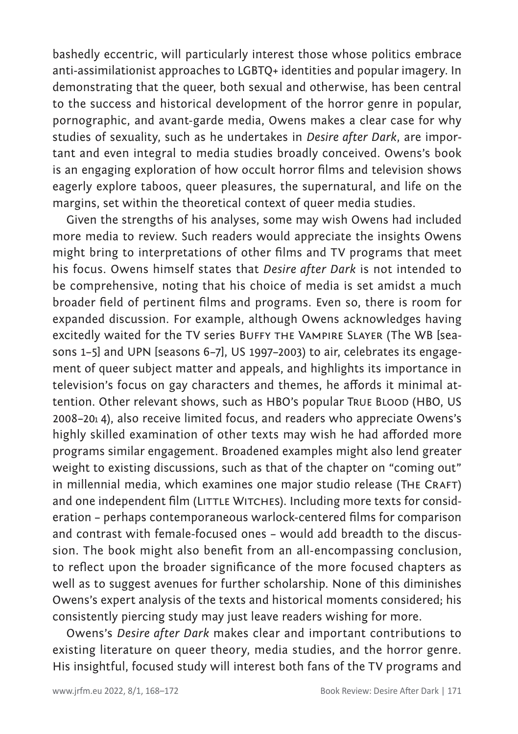bashedly eccentric, will particularly interest those whose politics embrace anti-assimilationist approaches to LGBTQ+ identities and popular imagery. In demonstrating that the queer, both sexual and otherwise, has been central to the success and historical development of the horror genre in popular, pornographic, and avant-garde media, Owens makes a clear case for why studies of sexuality, such as he undertakes in *Desire after Dark*, are important and even integral to media studies broadly conceived. Owens's book is an engaging exploration of how occult horror films and television shows eagerly explore taboos, queer pleasures, the supernatural, and life on the margins, set within the theoretical context of queer media studies.

Given the strengths of his analyses, some may wish Owens had included more media to review. Such readers would appreciate the insights Owens might bring to interpretations of other films and TV programs that meet his focus. Owens himself states that *Desire after Dark* is not intended to be comprehensive, noting that his choice of media is set amidst a much broader field of pertinent films and programs. Even so, there is room for expanded discussion. For example, although Owens acknowledges having excitedly waited for the TV series Buffy the Vampire Slayer (The WB [seasons 1–5] and UPN [seasons 6–7], US 1997–2003) to air, celebrates its engagement of queer subject matter and appeals, and highlights its importance in television's focus on gay characters and themes, he affords it minimal attention. Other relevant shows, such as HBO's popular True Blood (HBO, US 2008–2014), also receive limited focus, and readers who appreciate Owens's highly skilled examination of other texts may wish he had afforded more programs similar engagement. Broadened examples might also lend greater weight to existing discussions, such as that of the chapter on "coming out" in millennial media, which examines one major studio release (The Craft) and one independent film (Little Witches). Including more texts for consideration – perhaps contemporaneous warlock-centered films for comparison and contrast with female-focused ones – would add breadth to the discussion. The book might also benefit from an all-encompassing conclusion, to reflect upon the broader significance of the more focused chapters as well as to suggest avenues for further scholarship. None of this diminishes Owens's expert analysis of the texts and historical moments considered; his consistently piercing study may just leave readers wishing for more.

Owens's *Desire after Dark* makes clear and important contributions to existing literature on queer theory, media studies, and the horror genre. His insightful, focused study will interest both fans of the TV programs and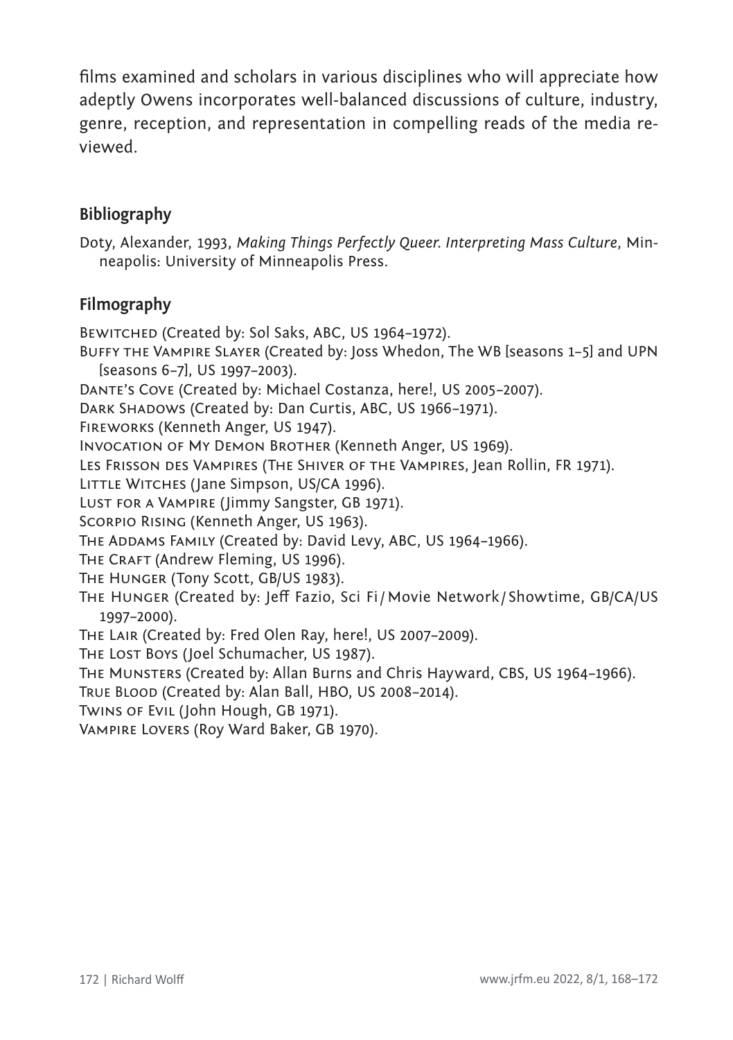films examined and scholars in various disciplines who will appreciate how adeptly Owens incorporates well-balanced discussions of culture, industry, genre, reception, and representation in compelling reads of the media reviewed.

## Bibliography

Doty, Alexander, 1993, *Making Things Perfectly Queer. Interpreting Mass Culture*, Minneapolis: University of Minneapolis Press.

## Filmography

Bewitched (Created by: Sol Saks, ABC, US 1964–1972).
Buffy the Vampire Slayer (Created by: Joss Whedon, The WB [seasons 1–5] and UPN [seasons 6–7], US 1997–2003).
Dante's Cove (Created by: Michael Costanza, here!, US 2005–2007).
Dark Shadows (Created by: Dan Curtis, ABC, US 1966–1971).
Fireworks (Kenneth Anger, US 1947).
Invocation of My Demon Brother (Kenneth Anger, US 1969).
Les Frisson des Vampires (The Shiver of the Vampires, Jean Rollin, FR 1971).
Little Witches (Jane Simpson, US/CA 1996).
Lust for a Vampire (Jimmy Sangster, GB 1971).
Scorpio Rising (Kenneth Anger, US 1963).
The Addams Family (Created by: David Levy, ABC, US 1964–1966).
The Craft (Andrew Fleming, US 1996).
The Hunger (Tony Scott, GB/US 1983).
The Hunger (Created by: Jeff Fazio, Sci Fi / Movie Network / Showtime, GB/CA/US 1997–2000).
The Lair (Created by: Fred Olen Ray, here!, US 2007–2009).
The Lost Boys (Joel Schumacher, US 1987).
The Munsters (Created by: Allan Burns and Chris Hayward, CBS, US 1964–1966).
True Blood (Created by: Alan Ball, HBO, US 2008–2014).
Twins of Evil (John Hough, GB 1971).
Vampire Lovers (Roy Ward Baker, GB 1970).